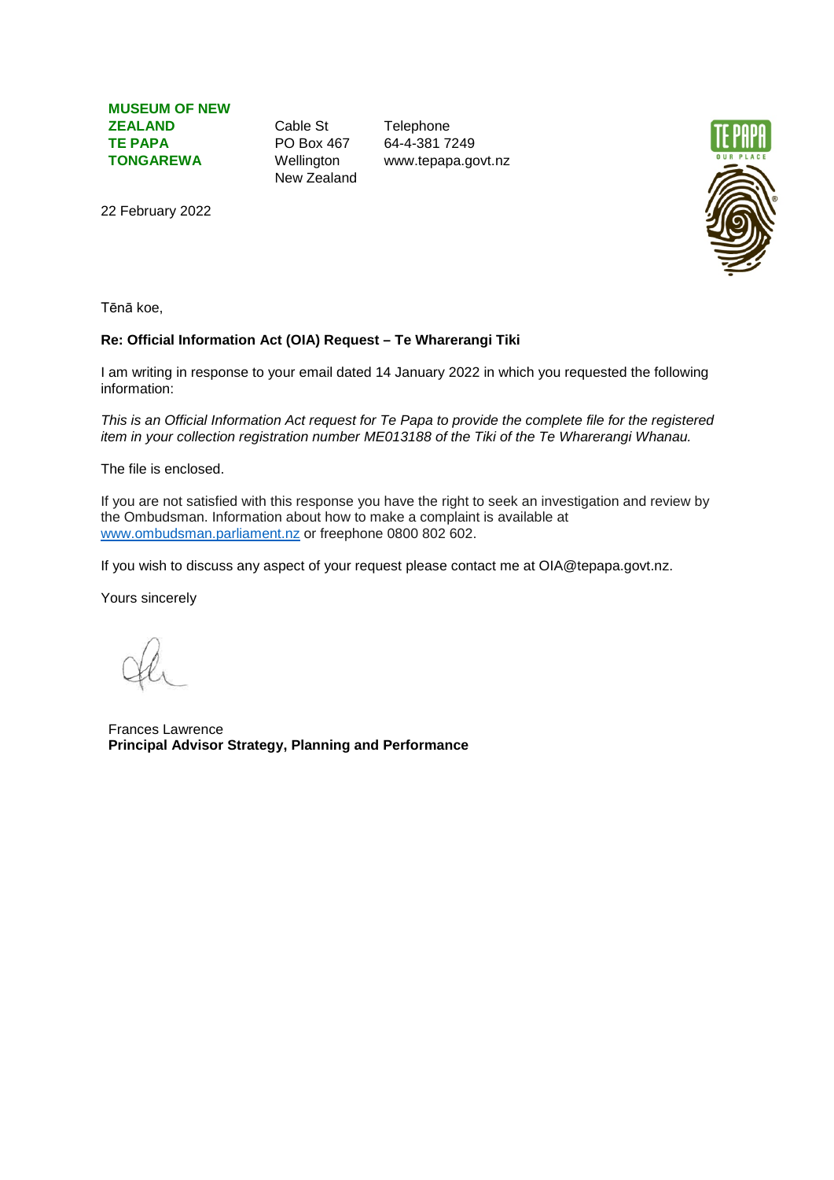**MUSEUM OF NEW ZEALAND TE PAPA TONGAREWA**

Cable St
PO Box 467
Wellington
New Zealand

Telephone
64-4-381 7249
www.tepapa.govt.nz

22 February 2022

Tēnā koe,

**Re: Official Information Act (OIA) Request – Te Wharerangi Tiki**

I am writing in response to your email dated 14 January 2022 in which you requested the following information:

*This is an Official Information Act request for Te Papa to provide the complete file for the registered item in your collection registration number ME013188 of the Tiki of the Te Wharerangi Whanau.*

The file is enclosed.

If you are not satisfied with this response you have the right to seek an investigation and review by the Ombudsman. Information about how to make a complaint is available at www.ombudsman.parliament.nz or freephone 0800 802 602.

If you wish to discuss any aspect of your request please contact me at OIA@tepapa.govt.nz.

Yours sincerely

Frances Lawrence
**Principal Advisor Strategy, Planning and Performance**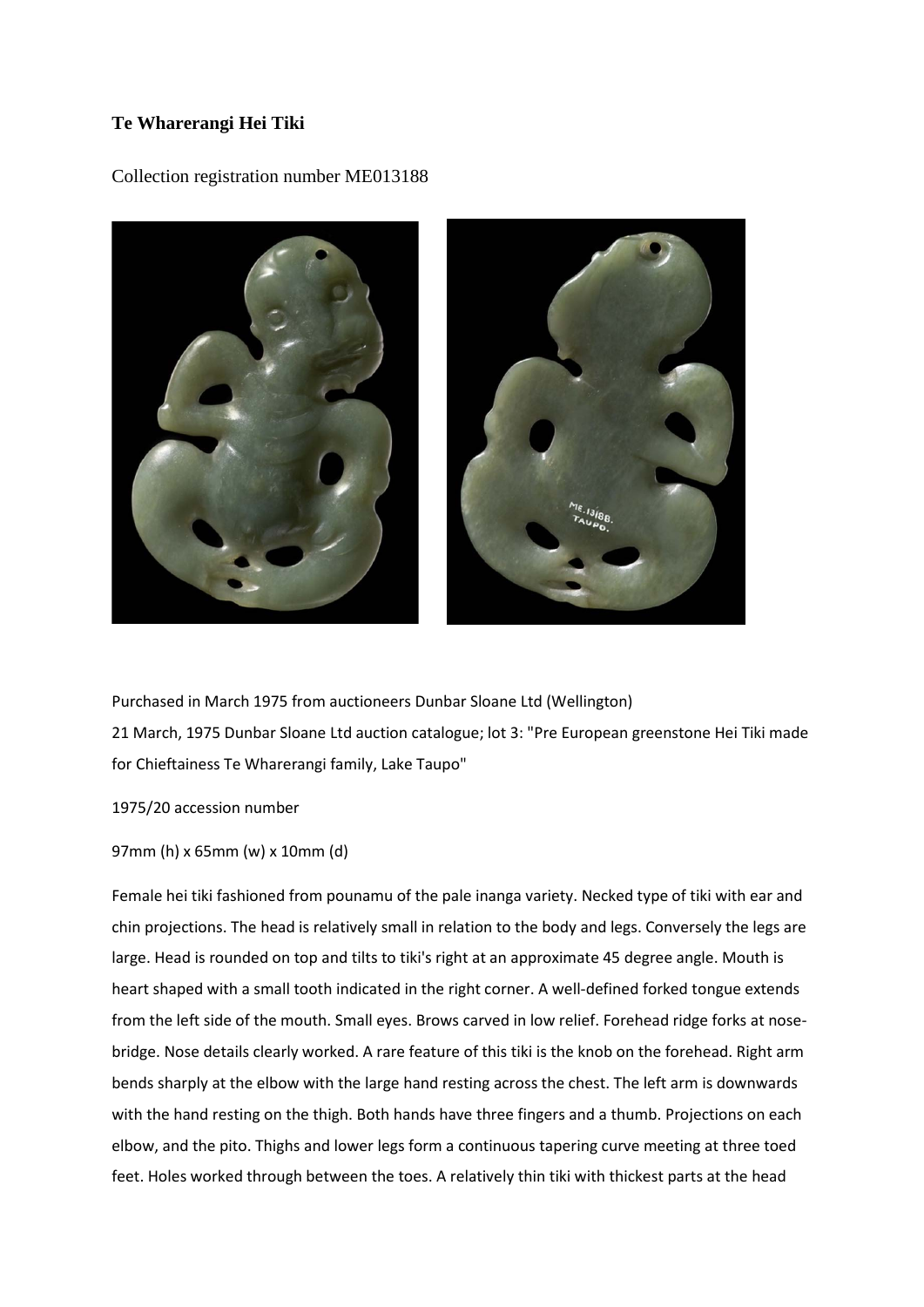**Te Wharerangi Hei Tiki**

Collection registration number ME013188

Purchased in March 1975 from auctioneers Dunbar Sloane Ltd (Wellington)
21 March, 1975 Dunbar Sloane Ltd auction catalogue; lot 3: "Pre European greenstone Hei Tiki made for Chieftainess Te Wharerangi family, Lake Taupo"

1975/20 accession number

97mm (h) x 65mm (w) x 10mm (d)

Female hei tiki fashioned from pounamu of the pale inanga variety. Necked type of tiki with ear and chin projections. The head is relatively small in relation to the body and legs. Conversely the legs are large. Head is rounded on top and tilts to tiki's right at an approximate 45 degree angle. Mouth is heart shaped with a small tooth indicated in the right corner. A well-defined forked tongue extends from the left side of the mouth. Small eyes. Brows carved in low relief. Forehead ridge forks at nose-bridge. Nose details clearly worked. A rare feature of this tiki is the knob on the forehead. Right arm bends sharply at the elbow with the large hand resting across the chest. The left arm is downwards with the hand resting on the thigh. Both hands have three fingers and a thumb. Projections on each elbow, and the pito. Thighs and lower legs form a continuous tapering curve meeting at three toed feet. Holes worked through between the toes. A relatively thin tiki with thickest parts at the head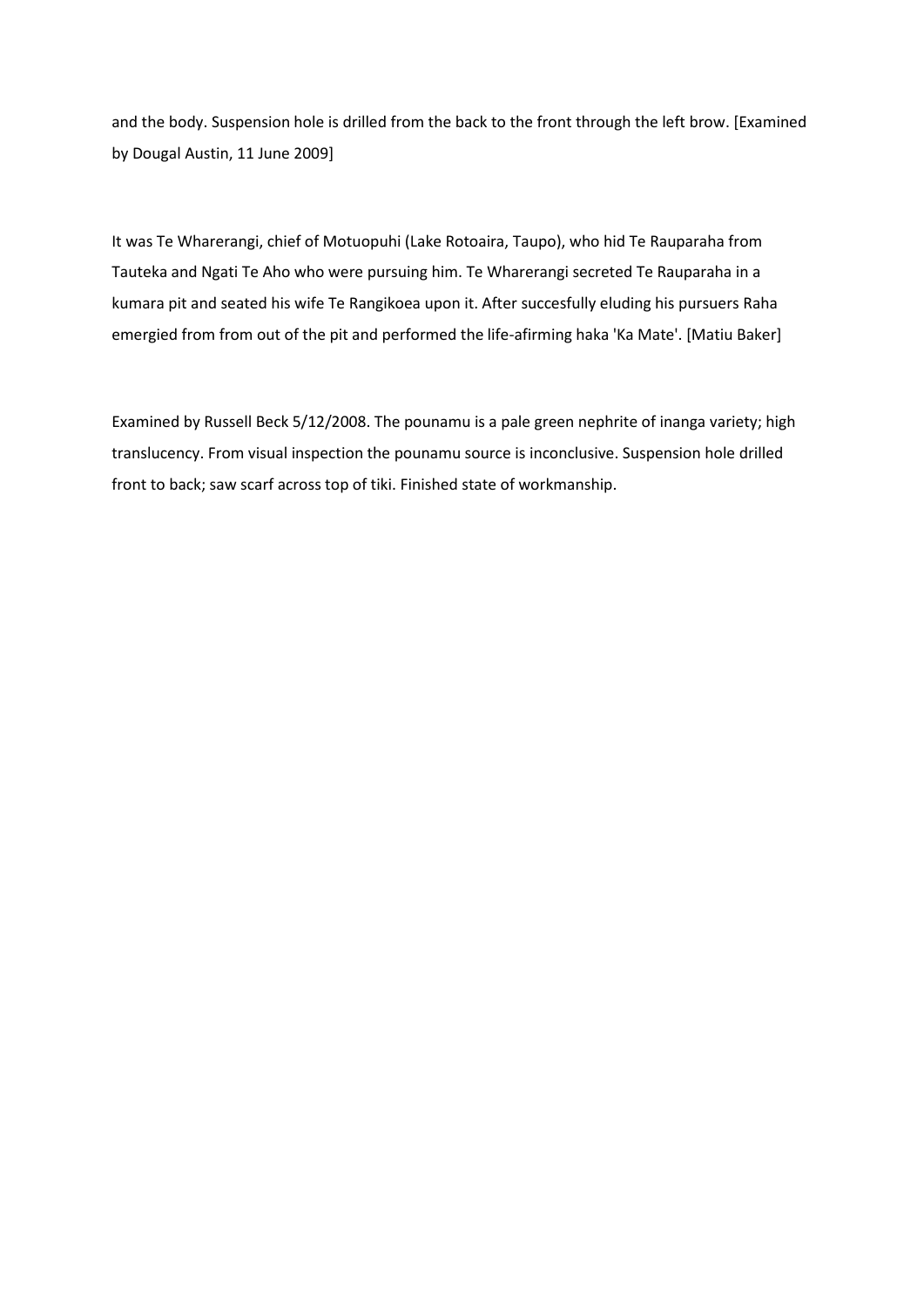and the body. Suspension hole is drilled from the back to the front through the left brow. [Examined by Dougal Austin, 11 June 2009]

It was Te Wharerangi, chief of Motuopuhi (Lake Rotoaira, Taupo), who hid Te Rauparaha from Tauteka and Ngati Te Aho who were pursuing him. Te Wharerangi secreted Te Rauparaha in a kumara pit and seated his wife Te Rangikoea upon it. After succesfully eluding his pursuers Raha emergied from from out of the pit and performed the life-afirming haka 'Ka Mate'. [Matiu Baker]

Examined by Russell Beck 5/12/2008. The pounamu is a pale green nephrite of inanga variety; high translucency. From visual inspection the pounamu source is inconclusive. Suspension hole drilled front to back; saw scarf across top of tiki. Finished state of workmanship.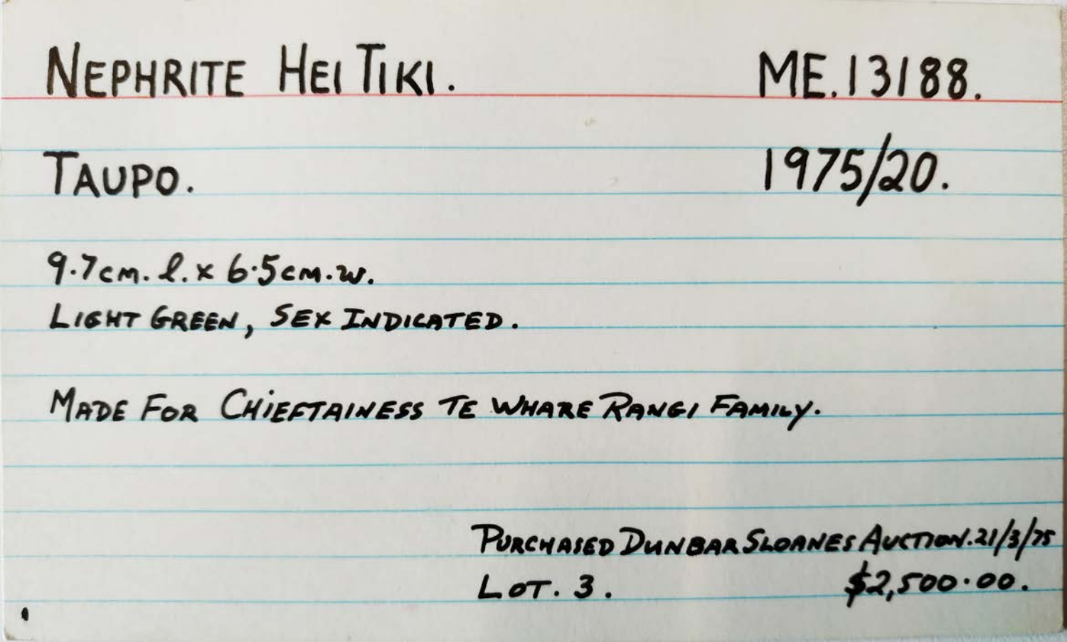NEPHRITE HEI TIKI. ME.13188.

TAUPO. 1975/20.

9.7cm. l. x 6.5cm. w.

LIGHT GREEN, SEX INDICATED.

MADE FOR CHIEFTAINESS TE WHARE RANGI FAMILY.

PURCHASED DUNBAR SLOANES AUCTION. 21/3/75

LOT. 3. $2,500.00.